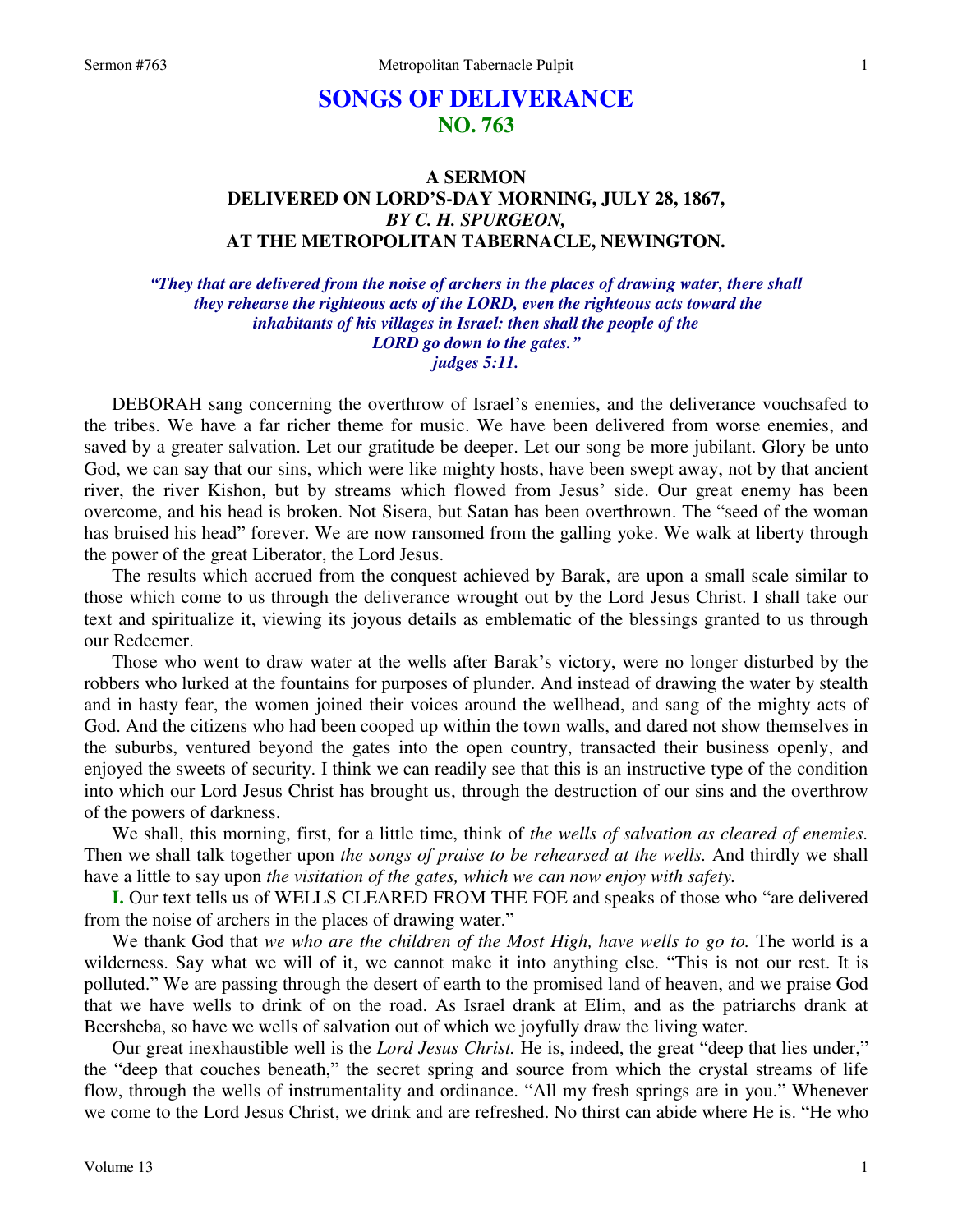# SONGS OF DELIVERANCE
## NO. 763

### A SERMON
### DELIVERED ON LORD'S-DAY MORNING, JULY 28, 1867,
### *BY C. H. SPURGEON,*
### AT THE METROPOLITAN TABERNACLE, NEWINGTON.

***"They that are delivered from the noise of archers in the places of drawing water, there shall they rehearse the righteous acts of the LORD, even the righteous acts toward the inhabitants of his villages in Israel: then shall the people of the LORD go down to the gates." judges 5:11.***

DEBORAH sang concerning the overthrow of Israel's enemies, and the deliverance vouchsafed to the tribes. We have a far richer theme for music. We have been delivered from worse enemies, and saved by a greater salvation. Let our gratitude be deeper. Let our song be more jubilant. Glory be unto God, we can say that our sins, which were like mighty hosts, have been swept away, not by that ancient river, the river Kishon, but by streams which flowed from Jesus' side. Our great enemy has been overcome, and his head is broken. Not Sisera, but Satan has been overthrown. The "seed of the woman has bruised his head" forever. We are now ransomed from the galling yoke. We walk at liberty through the power of the great Liberator, the Lord Jesus.

The results which accrued from the conquest achieved by Barak, are upon a small scale similar to those which come to us through the deliverance wrought out by the Lord Jesus Christ. I shall take our text and spiritualize it, viewing its joyous details as emblematic of the blessings granted to us through our Redeemer.

Those who went to draw water at the wells after Barak's victory, were no longer disturbed by the robbers who lurked at the fountains for purposes of plunder. And instead of drawing the water by stealth and in hasty fear, the women joined their voices around the wellhead, and sang of the mighty acts of God. And the citizens who had been cooped up within the town walls, and dared not show themselves in the suburbs, ventured beyond the gates into the open country, transacted their business openly, and enjoyed the sweets of security. I think we can readily see that this is an instructive type of the condition into which our Lord Jesus Christ has brought us, through the destruction of our sins and the overthrow of the powers of darkness.

We shall, this morning, first, for a little time, think of *the wells of salvation as cleared of enemies.* Then we shall talk together upon *the songs of praise to be rehearsed at the wells.* And thirdly we shall have a little to say upon *the visitation of the gates, which we can now enjoy with safety.*

**I.** Our text tells us of WELLS CLEARED FROM THE FOE and speaks of those who "are delivered from the noise of archers in the places of drawing water."

We thank God that *we who are the children of the Most High, have wells to go to.* The world is a wilderness. Say what we will of it, we cannot make it into anything else. "This is not our rest. It is polluted." We are passing through the desert of earth to the promised land of heaven, and we praise God that we have wells to drink of on the road. As Israel drank at Elim, and as the patriarchs drank at Beersheba, so have we wells of salvation out of which we joyfully draw the living water.

Our great inexhaustible well is the *Lord Jesus Christ.* He is, indeed, the great "deep that lies under," the "deep that couches beneath," the secret spring and source from which the crystal streams of life flow, through the wells of instrumentality and ordinance. "All my fresh springs are in you." Whenever we come to the Lord Jesus Christ, we drink and are refreshed. No thirst can abide where He is. "He who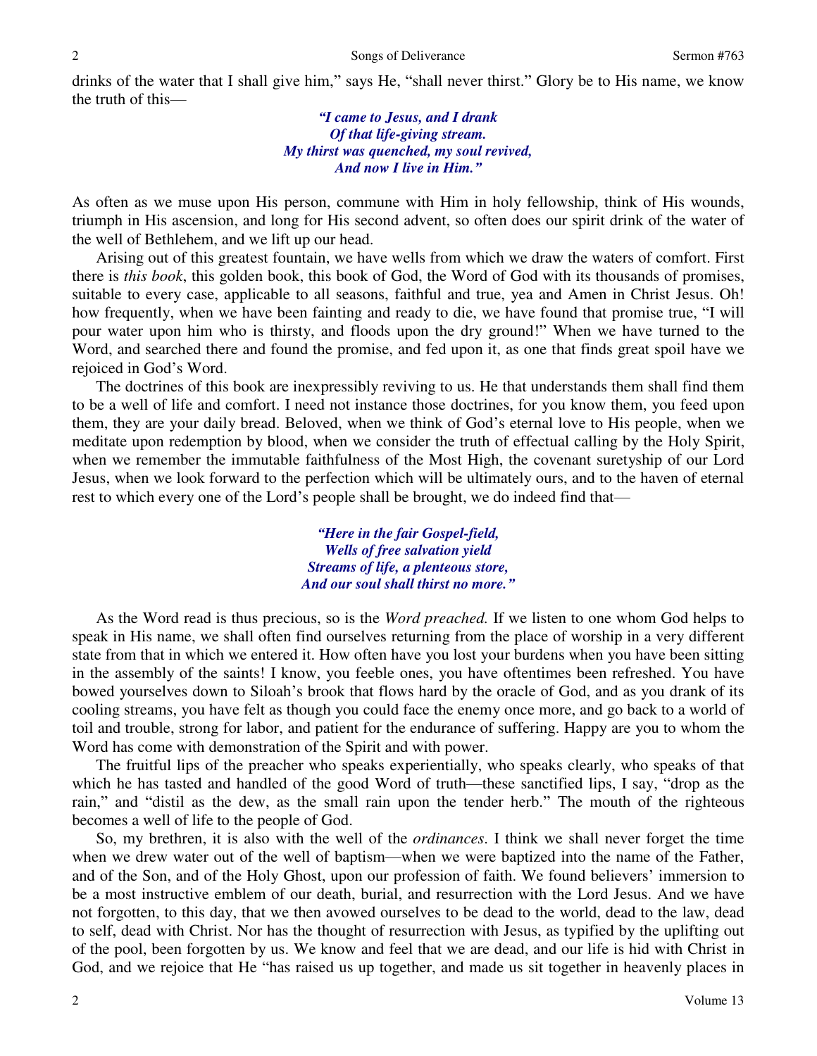drinks of the water that I shall give him," says He, "shall never thirst." Glory be to His name, we know the truth of this—

> *"I came to Jesus, and I drank*
> *Of that life-giving stream.*
> *My thirst was quenched, my soul revived,*
> *And now I live in Him."*

As often as we muse upon His person, commune with Him in holy fellowship, think of His wounds, triumph in His ascension, and long for His second advent, so often does our spirit drink of the water of the well of Bethlehem, and we lift up our head.

Arising out of this greatest fountain, we have wells from which we draw the waters of comfort. First there is *this book*, this golden book, this book of God, the Word of God with its thousands of promises, suitable to every case, applicable to all seasons, faithful and true, yea and Amen in Christ Jesus. Oh! how frequently, when we have been fainting and ready to die, we have found that promise true, "I will pour water upon him who is thirsty, and floods upon the dry ground!" When we have turned to the Word, and searched there and found the promise, and fed upon it, as one that finds great spoil have we rejoiced in God's Word.

The doctrines of this book are inexpressibly reviving to us. He that understands them shall find them to be a well of life and comfort. I need not instance those doctrines, for you know them, you feed upon them, they are your daily bread. Beloved, when we think of God's eternal love to His people, when we meditate upon redemption by blood, when we consider the truth of effectual calling by the Holy Spirit, when we remember the immutable faithfulness of the Most High, the covenant suretyship of our Lord Jesus, when we look forward to the perfection which will be ultimately ours, and to the haven of eternal rest to which every one of the Lord's people shall be brought, we do indeed find that—

> *"Here in the fair Gospel-field,*
> *Wells of free salvation yield*
> *Streams of life, a plenteous store,*
> *And our soul shall thirst no more."*

As the Word read is thus precious, so is the *Word preached.* If we listen to one whom God helps to speak in His name, we shall often find ourselves returning from the place of worship in a very different state from that in which we entered it. How often have you lost your burdens when you have been sitting in the assembly of the saints! I know, you feeble ones, you have oftentimes been refreshed. You have bowed yourselves down to Siloah's brook that flows hard by the oracle of God, and as you drank of its cooling streams, you have felt as though you could face the enemy once more, and go back to a world of toil and trouble, strong for labor, and patient for the endurance of suffering. Happy are you to whom the Word has come with demonstration of the Spirit and with power.

The fruitful lips of the preacher who speaks experientially, who speaks clearly, who speaks of that which he has tasted and handled of the good Word of truth—these sanctified lips, I say, "drop as the rain," and "distil as the dew, as the small rain upon the tender herb." The mouth of the righteous becomes a well of life to the people of God.

So, my brethren, it is also with the well of the *ordinances*. I think we shall never forget the time when we drew water out of the well of baptism—when we were baptized into the name of the Father, and of the Son, and of the Holy Ghost, upon our profession of faith. We found believers' immersion to be a most instructive emblem of our death, burial, and resurrection with the Lord Jesus. And we have not forgotten, to this day, that we then avowed ourselves to be dead to the world, dead to the law, dead to self, dead with Christ. Nor has the thought of resurrection with Jesus, as typified by the uplifting out of the pool, been forgotten by us. We know and feel that we are dead, and our life is hid with Christ in God, and we rejoice that He "has raised us up together, and made us sit together in heavenly places in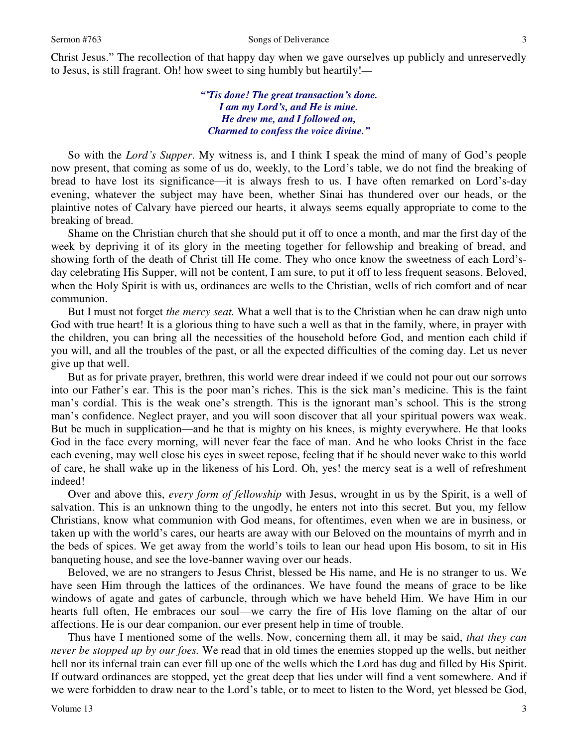Christ Jesus." The recollection of that happy day when we gave ourselves up publicly and unreservedly to Jesus, is still fragrant. Oh! how sweet to sing humbly but heartily!—

> ***"'Tis done! The great transaction's done.***
> ***I am my Lord's, and He is mine.***
> ***He drew me, and I followed on,***
> ***Charmed to confess the voice divine."***

So with the *Lord's Supper*. My witness is, and I think I speak the mind of many of God's people now present, that coming as some of us do, weekly, to the Lord's table, we do not find the breaking of bread to have lost its significance—it is always fresh to us. I have often remarked on Lord's-day evening, whatever the subject may have been, whether Sinai has thundered over our heads, or the plaintive notes of Calvary have pierced our hearts, it always seems equally appropriate to come to the breaking of bread.

Shame on the Christian church that she should put it off to once a month, and mar the first day of the week by depriving it of its glory in the meeting together for fellowship and breaking of bread, and showing forth of the death of Christ till He come. They who once know the sweetness of each Lord's-day celebrating His Supper, will not be content, I am sure, to put it off to less frequent seasons. Beloved, when the Holy Spirit is with us, ordinances are wells to the Christian, wells of rich comfort and of near communion.

But I must not forget *the mercy seat.* What a well that is to the Christian when he can draw nigh unto God with true heart! It is a glorious thing to have such a well as that in the family, where, in prayer with the children, you can bring all the necessities of the household before God, and mention each child if you will, and all the troubles of the past, or all the expected difficulties of the coming day. Let us never give up that well.

But as for private prayer, brethren, this world were drear indeed if we could not pour out our sorrows into our Father's ear. This is the poor man's riches. This is the sick man's medicine. This is the faint man's cordial. This is the weak one's strength. This is the ignorant man's school. This is the strong man's confidence. Neglect prayer, and you will soon discover that all your spiritual powers wax weak. But be much in supplication—and he that is mighty on his knees, is mighty everywhere. He that looks God in the face every morning, will never fear the face of man. And he who looks Christ in the face each evening, may well close his eyes in sweet repose, feeling that if he should never wake to this world of care, he shall wake up in the likeness of his Lord. Oh, yes! the mercy seat is a well of refreshment indeed!

Over and above this, *every form of fellowship* with Jesus, wrought in us by the Spirit, is a well of salvation. This is an unknown thing to the ungodly, he enters not into this secret. But you, my fellow Christians, know what communion with God means, for oftentimes, even when we are in business, or taken up with the world's cares, our hearts are away with our Beloved on the mountains of myrrh and in the beds of spices. We get away from the world's toils to lean our head upon His bosom, to sit in His banqueting house, and see the love-banner waving over our heads.

Beloved, we are no strangers to Jesus Christ, blessed be His name, and He is no stranger to us. We have seen Him through the lattices of the ordinances. We have found the means of grace to be like windows of agate and gates of carbuncle, through which we have beheld Him. We have Him in our hearts full often, He embraces our soul—we carry the fire of His love flaming on the altar of our affections. He is our dear companion, our ever present help in time of trouble.

Thus have I mentioned some of the wells. Now, concerning them all, it may be said, *that they can never be stopped up by our foes.* We read that in old times the enemies stopped up the wells, but neither hell nor its infernal train can ever fill up one of the wells which the Lord has dug and filled by His Spirit. If outward ordinances are stopped, yet the great deep that lies under will find a vent somewhere. And if we were forbidden to draw near to the Lord's table, or to meet to listen to the Word, yet blessed be God,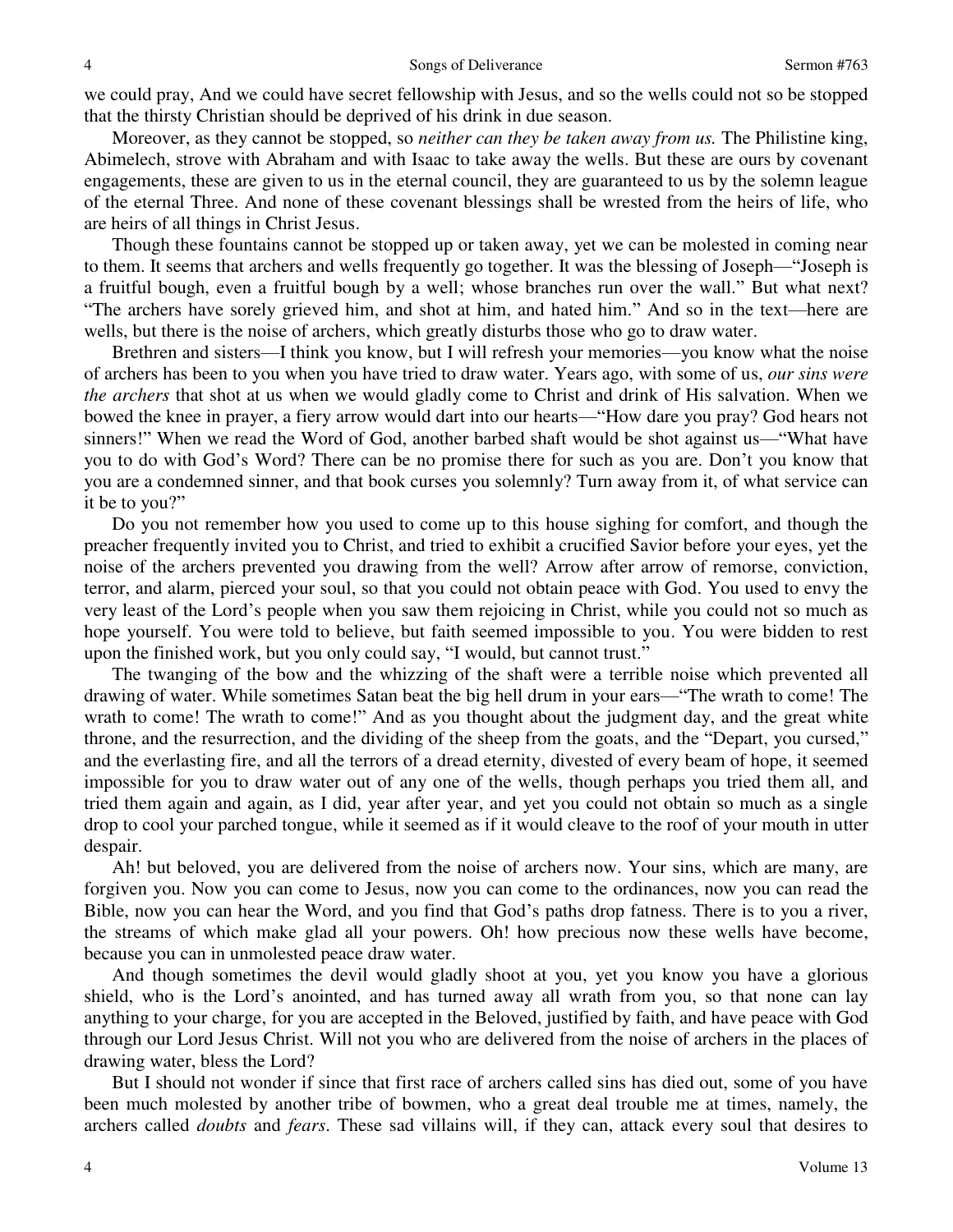we could pray, And we could have secret fellowship with Jesus, and so the wells could not so be stopped that the thirsty Christian should be deprived of his drink in due season.

Moreover, as they cannot be stopped, so *neither can they be taken away from us.* The Philistine king, Abimelech, strove with Abraham and with Isaac to take away the wells. But these are ours by covenant engagements, these are given to us in the eternal council, they are guaranteed to us by the solemn league of the eternal Three. And none of these covenant blessings shall be wrested from the heirs of life, who are heirs of all things in Christ Jesus.

Though these fountains cannot be stopped up or taken away, yet we can be molested in coming near to them. It seems that archers and wells frequently go together. It was the blessing of Joseph—"Joseph is a fruitful bough, even a fruitful bough by a well; whose branches run over the wall." But what next? "The archers have sorely grieved him, and shot at him, and hated him." And so in the text—here are wells, but there is the noise of archers, which greatly disturbs those who go to draw water.

Brethren and sisters—I think you know, but I will refresh your memories—you know what the noise of archers has been to you when you have tried to draw water. Years ago, with some of us, *our sins were the archers* that shot at us when we would gladly come to Christ and drink of His salvation. When we bowed the knee in prayer, a fiery arrow would dart into our hearts—"How dare you pray? God hears not sinners!" When we read the Word of God, another barbed shaft would be shot against us—"What have you to do with God's Word? There can be no promise there for such as you are. Don't you know that you are a condemned sinner, and that book curses you solemnly? Turn away from it, of what service can it be to you?"

Do you not remember how you used to come up to this house sighing for comfort, and though the preacher frequently invited you to Christ, and tried to exhibit a crucified Savior before your eyes, yet the noise of the archers prevented you drawing from the well? Arrow after arrow of remorse, conviction, terror, and alarm, pierced your soul, so that you could not obtain peace with God. You used to envy the very least of the Lord's people when you saw them rejoicing in Christ, while you could not so much as hope yourself. You were told to believe, but faith seemed impossible to you. You were bidden to rest upon the finished work, but you only could say, "I would, but cannot trust."

The twanging of the bow and the whizzing of the shaft were a terrible noise which prevented all drawing of water. While sometimes Satan beat the big hell drum in your ears—"The wrath to come! The wrath to come! The wrath to come!" And as you thought about the judgment day, and the great white throne, and the resurrection, and the dividing of the sheep from the goats, and the "Depart, you cursed," and the everlasting fire, and all the terrors of a dread eternity, divested of every beam of hope, it seemed impossible for you to draw water out of any one of the wells, though perhaps you tried them all, and tried them again and again, as I did, year after year, and yet you could not obtain so much as a single drop to cool your parched tongue, while it seemed as if it would cleave to the roof of your mouth in utter despair.

Ah! but beloved, you are delivered from the noise of archers now. Your sins, which are many, are forgiven you. Now you can come to Jesus, now you can come to the ordinances, now you can read the Bible, now you can hear the Word, and you find that God's paths drop fatness. There is to you a river, the streams of which make glad all your powers. Oh! how precious now these wells have become, because you can in unmolested peace draw water.

And though sometimes the devil would gladly shoot at you, yet you know you have a glorious shield, who is the Lord's anointed, and has turned away all wrath from you, so that none can lay anything to your charge, for you are accepted in the Beloved, justified by faith, and have peace with God through our Lord Jesus Christ. Will not you who are delivered from the noise of archers in the places of drawing water, bless the Lord?

But I should not wonder if since that first race of archers called sins has died out, some of you have been much molested by another tribe of bowmen, who a great deal trouble me at times, namely, the archers called *doubts* and *fears*. These sad villains will, if they can, attack every soul that desires to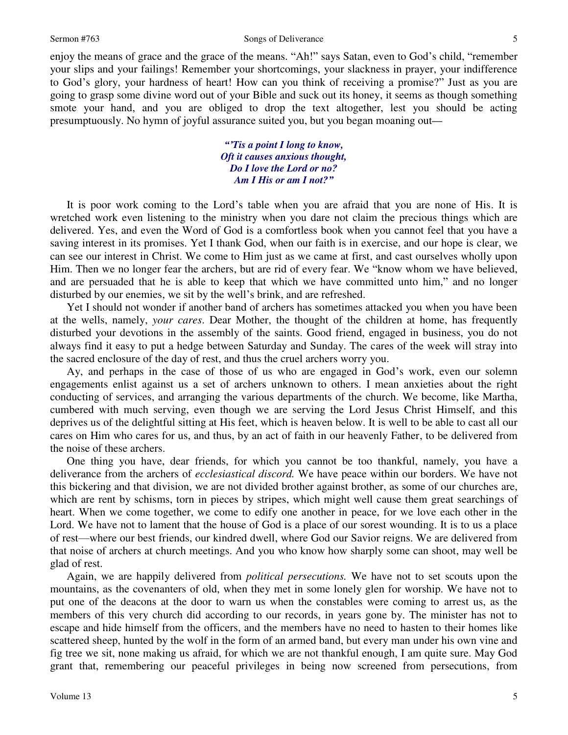enjoy the means of grace and the grace of the means. "Ah!" says Satan, even to God's child, "remember your slips and your failings! Remember your shortcomings, your slackness in prayer, your indifference to God's glory, your hardness of heart! How can you think of receiving a promise?" Just as you are going to grasp some divine word out of your Bible and suck out its honey, it seems as though something smote your hand, and you are obliged to drop the text altogether, lest you should be acting presumptuously. No hymn of joyful assurance suited you, but you began moaning out—

> ***"'Tis a point I long to know,***
> ***Oft it causes anxious thought,***
> ***Do I love the Lord or no?***
> ***Am I His or am I not?"***

It is poor work coming to the Lord's table when you are afraid that you are none of His. It is wretched work even listening to the ministry when you dare not claim the precious things which are delivered. Yes, and even the Word of God is a comfortless book when you cannot feel that you have a saving interest in its promises. Yet I thank God, when our faith is in exercise, and our hope is clear, we can see our interest in Christ. We come to Him just as we came at first, and cast ourselves wholly upon Him. Then we no longer fear the archers, but are rid of every fear. We "know whom we have believed, and are persuaded that he is able to keep that which we have committed unto him," and no longer disturbed by our enemies, we sit by the well's brink, and are refreshed.

Yet I should not wonder if another band of archers has sometimes attacked you when you have been at the wells, namely, *your cares*. Dear Mother, the thought of the children at home, has frequently disturbed your devotions in the assembly of the saints. Good friend, engaged in business, you do not always find it easy to put a hedge between Saturday and Sunday. The cares of the week will stray into the sacred enclosure of the day of rest, and thus the cruel archers worry you.

Ay, and perhaps in the case of those of us who are engaged in God's work, even our solemn engagements enlist against us a set of archers unknown to others. I mean anxieties about the right conducting of services, and arranging the various departments of the church. We become, like Martha, cumbered with much serving, even though we are serving the Lord Jesus Christ Himself, and this deprives us of the delightful sitting at His feet, which is heaven below. It is well to be able to cast all our cares on Him who cares for us, and thus, by an act of faith in our heavenly Father, to be delivered from the noise of these archers.

One thing you have, dear friends, for which you cannot be too thankful, namely, you have a deliverance from the archers of *ecclesiastical discord.* We have peace within our borders. We have not this bickering and that division, we are not divided brother against brother, as some of our churches are, which are rent by schisms, torn in pieces by stripes, which might well cause them great searchings of heart. When we come together, we come to edify one another in peace, for we love each other in the Lord. We have not to lament that the house of God is a place of our sorest wounding. It is to us a place of rest—where our best friends, our kindred dwell, where God our Savior reigns. We are delivered from that noise of archers at church meetings. And you who know how sharply some can shoot, may well be glad of rest.

Again, we are happily delivered from *political persecutions.* We have not to set scouts upon the mountains, as the covenanters of old, when they met in some lonely glen for worship. We have not to put one of the deacons at the door to warn us when the constables were coming to arrest us, as the members of this very church did according to our records, in years gone by. The minister has not to escape and hide himself from the officers, and the members have no need to hasten to their homes like scattered sheep, hunted by the wolf in the form of an armed band, but every man under his own vine and fig tree we sit, none making us afraid, for which we are not thankful enough, I am quite sure. May God grant that, remembering our peaceful privileges in being now screened from persecutions, from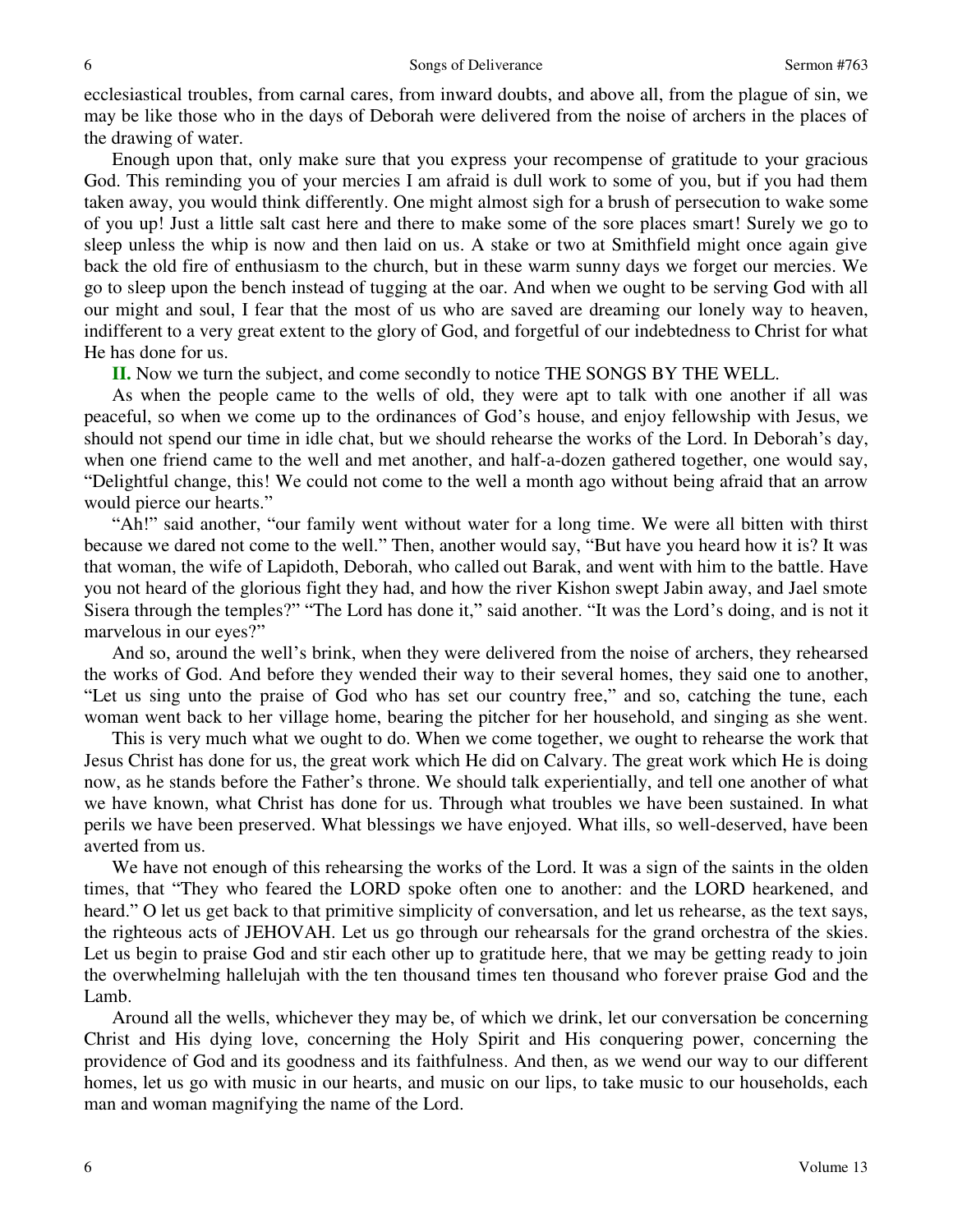ecclesiastical troubles, from carnal cares, from inward doubts, and above all, from the plague of sin, we may be like those who in the days of Deborah were delivered from the noise of archers in the places of the drawing of water.

Enough upon that, only make sure that you express your recompense of gratitude to your gracious God. This reminding you of your mercies I am afraid is dull work to some of you, but if you had them taken away, you would think differently. One might almost sigh for a brush of persecution to wake some of you up! Just a little salt cast here and there to make some of the sore places smart! Surely we go to sleep unless the whip is now and then laid on us. A stake or two at Smithfield might once again give back the old fire of enthusiasm to the church, but in these warm sunny days we forget our mercies. We go to sleep upon the bench instead of tugging at the oar. And when we ought to be serving God with all our might and soul, I fear that the most of us who are saved are dreaming our lonely way to heaven, indifferent to a very great extent to the glory of God, and forgetful of our indebtedness to Christ for what He has done for us.

**II.** Now we turn the subject, and come secondly to notice THE SONGS BY THE WELL.

As when the people came to the wells of old, they were apt to talk with one another if all was peaceful, so when we come up to the ordinances of God's house, and enjoy fellowship with Jesus, we should not spend our time in idle chat, but we should rehearse the works of the Lord. In Deborah's day, when one friend came to the well and met another, and half-a-dozen gathered together, one would say, "Delightful change, this! We could not come to the well a month ago without being afraid that an arrow would pierce our hearts."

"Ah!" said another, "our family went without water for a long time. We were all bitten with thirst because we dared not come to the well." Then, another would say, "But have you heard how it is? It was that woman, the wife of Lapidoth, Deborah, who called out Barak, and went with him to the battle. Have you not heard of the glorious fight they had, and how the river Kishon swept Jabin away, and Jael smote Sisera through the temples?" "The Lord has done it," said another. "It was the Lord's doing, and is not it marvelous in our eyes?"

And so, around the well's brink, when they were delivered from the noise of archers, they rehearsed the works of God. And before they wended their way to their several homes, they said one to another, "Let us sing unto the praise of God who has set our country free," and so, catching the tune, each woman went back to her village home, bearing the pitcher for her household, and singing as she went.

This is very much what we ought to do. When we come together, we ought to rehearse the work that Jesus Christ has done for us, the great work which He did on Calvary. The great work which He is doing now, as he stands before the Father's throne. We should talk experientially, and tell one another of what we have known, what Christ has done for us. Through what troubles we have been sustained. In what perils we have been preserved. What blessings we have enjoyed. What ills, so well-deserved, have been averted from us.

We have not enough of this rehearsing the works of the Lord. It was a sign of the saints in the olden times, that "They who feared the LORD spoke often one to another: and the LORD hearkened, and heard." O let us get back to that primitive simplicity of conversation, and let us rehearse, as the text says, the righteous acts of JEHOVAH. Let us go through our rehearsals for the grand orchestra of the skies. Let us begin to praise God and stir each other up to gratitude here, that we may be getting ready to join the overwhelming hallelujah with the ten thousand times ten thousand who forever praise God and the Lamb.

Around all the wells, whichever they may be, of which we drink, let our conversation be concerning Christ and His dying love, concerning the Holy Spirit and His conquering power, concerning the providence of God and its goodness and its faithfulness. And then, as we wend our way to our different homes, let us go with music in our hearts, and music on our lips, to take music to our households, each man and woman magnifying the name of the Lord.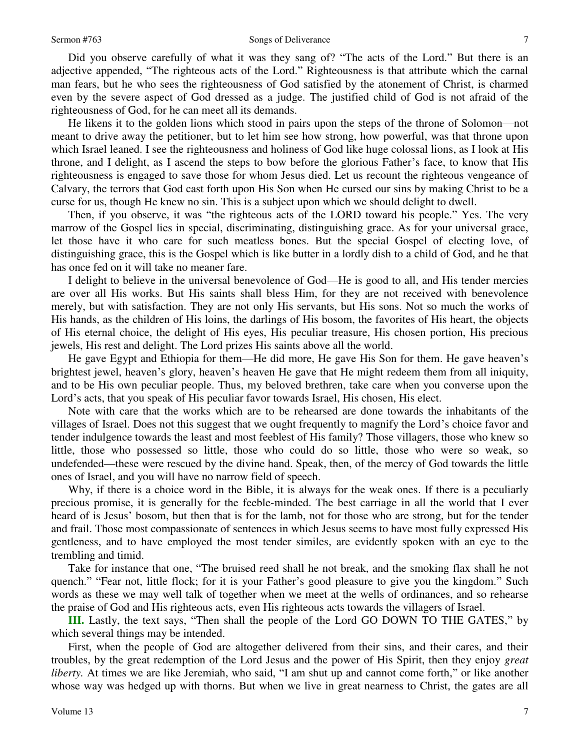Did you observe carefully of what it was they sang of? "The acts of the Lord." But there is an adjective appended, "The righteous acts of the Lord." Righteousness is that attribute which the carnal man fears, but he who sees the righteousness of God satisfied by the atonement of Christ, is charmed even by the severe aspect of God dressed as a judge. The justified child of God is not afraid of the righteousness of God, for he can meet all its demands.

He likens it to the golden lions which stood in pairs upon the steps of the throne of Solomon—not meant to drive away the petitioner, but to let him see how strong, how powerful, was that throne upon which Israel leaned. I see the righteousness and holiness of God like huge colossal lions, as I look at His throne, and I delight, as I ascend the steps to bow before the glorious Father's face, to know that His righteousness is engaged to save those for whom Jesus died. Let us recount the righteous vengeance of Calvary, the terrors that God cast forth upon His Son when He cursed our sins by making Christ to be a curse for us, though He knew no sin. This is a subject upon which we should delight to dwell.

Then, if you observe, it was "the righteous acts of the LORD toward his people." Yes. The very marrow of the Gospel lies in special, discriminating, distinguishing grace. As for your universal grace, let those have it who care for such meatless bones. But the special Gospel of electing love, of distinguishing grace, this is the Gospel which is like butter in a lordly dish to a child of God, and he that has once fed on it will take no meaner fare.

I delight to believe in the universal benevolence of God—He is good to all, and His tender mercies are over all His works. But His saints shall bless Him, for they are not received with benevolence merely, but with satisfaction. They are not only His servants, but His sons. Not so much the works of His hands, as the children of His loins, the darlings of His bosom, the favorites of His heart, the objects of His eternal choice, the delight of His eyes, His peculiar treasure, His chosen portion, His precious jewels, His rest and delight. The Lord prizes His saints above all the world.

He gave Egypt and Ethiopia for them—He did more, He gave His Son for them. He gave heaven's brightest jewel, heaven's glory, heaven's heaven He gave that He might redeem them from all iniquity, and to be His own peculiar people. Thus, my beloved brethren, take care when you converse upon the Lord's acts, that you speak of His peculiar favor towards Israel, His chosen, His elect.

Note with care that the works which are to be rehearsed are done towards the inhabitants of the villages of Israel. Does not this suggest that we ought frequently to magnify the Lord's choice favor and tender indulgence towards the least and most feeblest of His family? Those villagers, those who knew so little, those who possessed so little, those who could do so little, those who were so weak, so undefended—these were rescued by the divine hand. Speak, then, of the mercy of God towards the little ones of Israel, and you will have no narrow field of speech.

Why, if there is a choice word in the Bible, it is always for the weak ones. If there is a peculiarly precious promise, it is generally for the feeble-minded. The best carriage in all the world that I ever heard of is Jesus' bosom, but then that is for the lamb, not for those who are strong, but for the tender and frail. Those most compassionate of sentences in which Jesus seems to have most fully expressed His gentleness, and to have employed the most tender similes, are evidently spoken with an eye to the trembling and timid.

Take for instance that one, "The bruised reed shall he not break, and the smoking flax shall he not quench." "Fear not, little flock; for it is your Father's good pleasure to give you the kingdom." Such words as these we may well talk of together when we meet at the wells of ordinances, and so rehearse the praise of God and His righteous acts, even His righteous acts towards the villagers of Israel.

**III.** Lastly, the text says, "Then shall the people of the Lord GO DOWN TO THE GATES," by which several things may be intended.

First, when the people of God are altogether delivered from their sins, and their cares, and their troubles, by the great redemption of the Lord Jesus and the power of His Spirit, then they enjoy *great liberty.* At times we are like Jeremiah, who said, "I am shut up and cannot come forth," or like another whose way was hedged up with thorns. But when we live in great nearness to Christ, the gates are all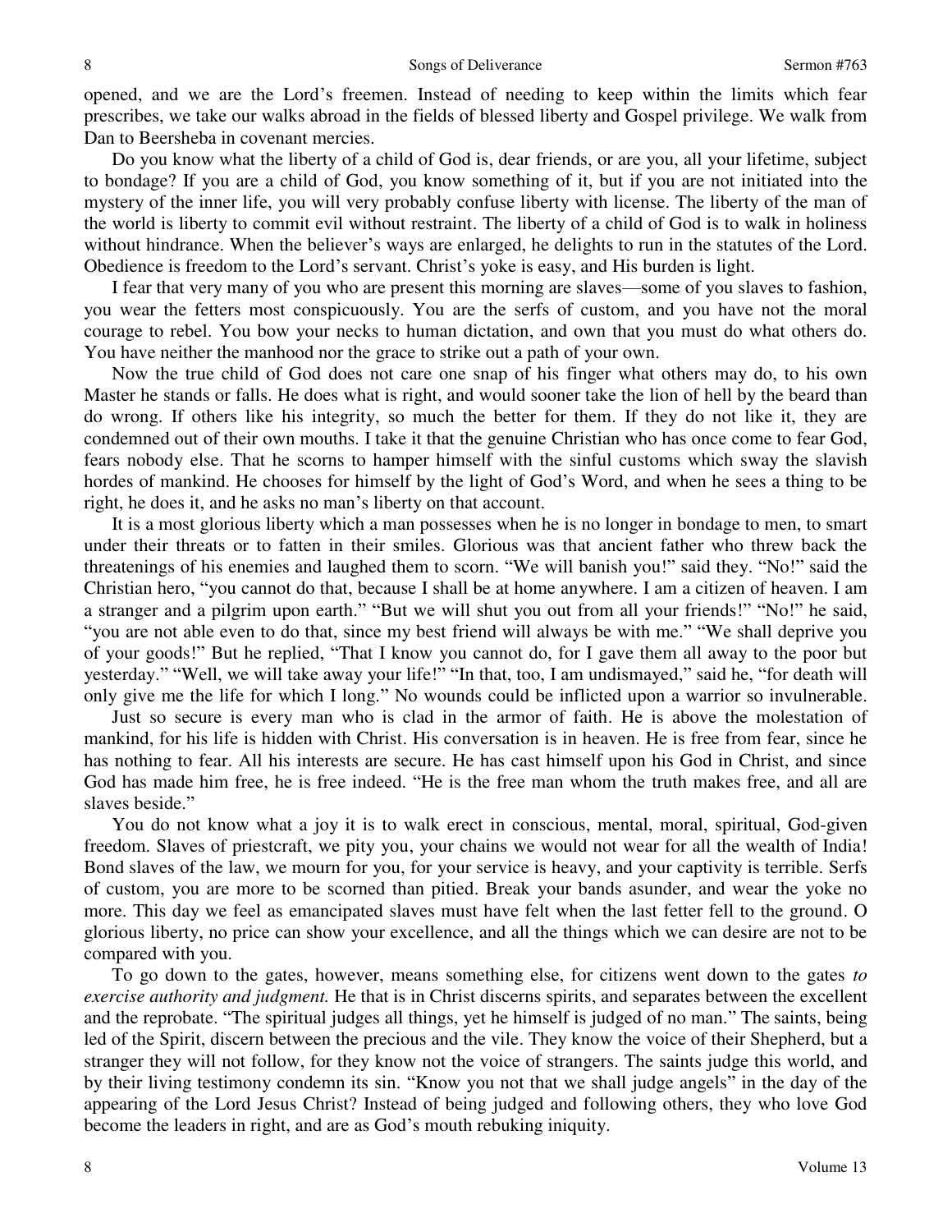opened, and we are the Lord's freemen. Instead of needing to keep within the limits which fear prescribes, we take our walks abroad in the fields of blessed liberty and Gospel privilege. We walk from Dan to Beersheba in covenant mercies.

Do you know what the liberty of a child of God is, dear friends, or are you, all your lifetime, subject to bondage? If you are a child of God, you know something of it, but if you are not initiated into the mystery of the inner life, you will very probably confuse liberty with license. The liberty of the man of the world is liberty to commit evil without restraint. The liberty of a child of God is to walk in holiness without hindrance. When the believer's ways are enlarged, he delights to run in the statutes of the Lord. Obedience is freedom to the Lord's servant. Christ's yoke is easy, and His burden is light.

I fear that very many of you who are present this morning are slaves—some of you slaves to fashion, you wear the fetters most conspicuously. You are the serfs of custom, and you have not the moral courage to rebel. You bow your necks to human dictation, and own that you must do what others do. You have neither the manhood nor the grace to strike out a path of your own.

Now the true child of God does not care one snap of his finger what others may do, to his own Master he stands or falls. He does what is right, and would sooner take the lion of hell by the beard than do wrong. If others like his integrity, so much the better for them. If they do not like it, they are condemned out of their own mouths. I take it that the genuine Christian who has once come to fear God, fears nobody else. That he scorns to hamper himself with the sinful customs which sway the slavish hordes of mankind. He chooses for himself by the light of God's Word, and when he sees a thing to be right, he does it, and he asks no man's liberty on that account.

It is a most glorious liberty which a man possesses when he is no longer in bondage to men, to smart under their threats or to fatten in their smiles. Glorious was that ancient father who threw back the threatenings of his enemies and laughed them to scorn. "We will banish you!" said they. "No!" said the Christian hero, "you cannot do that, because I shall be at home anywhere. I am a citizen of heaven. I am a stranger and a pilgrim upon earth." "But we will shut you out from all your friends!" "No!" he said, "you are not able even to do that, since my best friend will always be with me." "We shall deprive you of your goods!" But he replied, "That I know you cannot do, for I gave them all away to the poor but yesterday." "Well, we will take away your life!" "In that, too, I am undismayed," said he, "for death will only give me the life for which I long." No wounds could be inflicted upon a warrior so invulnerable.

Just so secure is every man who is clad in the armor of faith. He is above the molestation of mankind, for his life is hidden with Christ. His conversation is in heaven. He is free from fear, since he has nothing to fear. All his interests are secure. He has cast himself upon his God in Christ, and since God has made him free, he is free indeed. "He is the free man whom the truth makes free, and all are slaves beside."

You do not know what a joy it is to walk erect in conscious, mental, moral, spiritual, God-given freedom. Slaves of priestcraft, we pity you, your chains we would not wear for all the wealth of India! Bond slaves of the law, we mourn for you, for your service is heavy, and your captivity is terrible. Serfs of custom, you are more to be scorned than pitied. Break your bands asunder, and wear the yoke no more. This day we feel as emancipated slaves must have felt when the last fetter fell to the ground. O glorious liberty, no price can show your excellence, and all the things which we can desire are not to be compared with you.

To go down to the gates, however, means something else, for citizens went down to the gates *to exercise authority and judgment.* He that is in Christ discerns spirits, and separates between the excellent and the reprobate. "The spiritual judges all things, yet he himself is judged of no man." The saints, being led of the Spirit, discern between the precious and the vile. They know the voice of their Shepherd, but a stranger they will not follow, for they know not the voice of strangers. The saints judge this world, and by their living testimony condemn its sin. "Know you not that we shall judge angels" in the day of the appearing of the Lord Jesus Christ? Instead of being judged and following others, they who love God become the leaders in right, and are as God's mouth rebuking iniquity.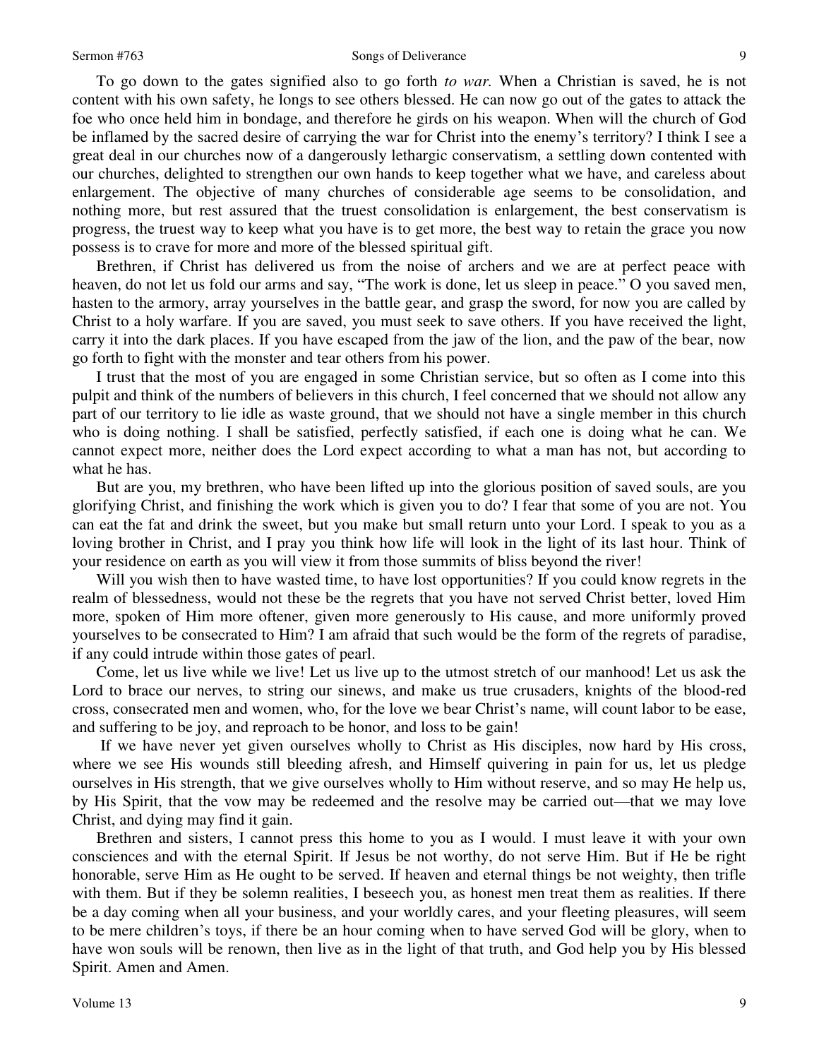To go down to the gates signified also to go forth *to war.* When a Christian is saved, he is not content with his own safety, he longs to see others blessed. He can now go out of the gates to attack the foe who once held him in bondage, and therefore he girds on his weapon. When will the church of God be inflamed by the sacred desire of carrying the war for Christ into the enemy's territory? I think I see a great deal in our churches now of a dangerously lethargic conservatism, a settling down contented with our churches, delighted to strengthen our own hands to keep together what we have, and careless about enlargement. The objective of many churches of considerable age seems to be consolidation, and nothing more, but rest assured that the truest consolidation is enlargement, the best conservatism is progress, the truest way to keep what you have is to get more, the best way to retain the grace you now possess is to crave for more and more of the blessed spiritual gift.

Brethren, if Christ has delivered us from the noise of archers and we are at perfect peace with heaven, do not let us fold our arms and say, "The work is done, let us sleep in peace." O you saved men, hasten to the armory, array yourselves in the battle gear, and grasp the sword, for now you are called by Christ to a holy warfare. If you are saved, you must seek to save others. If you have received the light, carry it into the dark places. If you have escaped from the jaw of the lion, and the paw of the bear, now go forth to fight with the monster and tear others from his power.

I trust that the most of you are engaged in some Christian service, but so often as I come into this pulpit and think of the numbers of believers in this church, I feel concerned that we should not allow any part of our territory to lie idle as waste ground, that we should not have a single member in this church who is doing nothing. I shall be satisfied, perfectly satisfied, if each one is doing what he can. We cannot expect more, neither does the Lord expect according to what a man has not, but according to what he has.

But are you, my brethren, who have been lifted up into the glorious position of saved souls, are you glorifying Christ, and finishing the work which is given you to do? I fear that some of you are not. You can eat the fat and drink the sweet, but you make but small return unto your Lord. I speak to you as a loving brother in Christ, and I pray you think how life will look in the light of its last hour. Think of your residence on earth as you will view it from those summits of bliss beyond the river!

Will you wish then to have wasted time, to have lost opportunities? If you could know regrets in the realm of blessedness, would not these be the regrets that you have not served Christ better, loved Him more, spoken of Him more oftener, given more generously to His cause, and more uniformly proved yourselves to be consecrated to Him? I am afraid that such would be the form of the regrets of paradise, if any could intrude within those gates of pearl.

Come, let us live while we live! Let us live up to the utmost stretch of our manhood! Let us ask the Lord to brace our nerves, to string our sinews, and make us true crusaders, knights of the blood-red cross, consecrated men and women, who, for the love we bear Christ's name, will count labor to be ease, and suffering to be joy, and reproach to be honor, and loss to be gain!

If we have never yet given ourselves wholly to Christ as His disciples, now hard by His cross, where we see His wounds still bleeding afresh, and Himself quivering in pain for us, let us pledge ourselves in His strength, that we give ourselves wholly to Him without reserve, and so may He help us, by His Spirit, that the vow may be redeemed and the resolve may be carried out—that we may love Christ, and dying may find it gain.

Brethren and sisters, I cannot press this home to you as I would. I must leave it with your own consciences and with the eternal Spirit. If Jesus be not worthy, do not serve Him. But if He be right honorable, serve Him as He ought to be served. If heaven and eternal things be not weighty, then trifle with them. But if they be solemn realities, I beseech you, as honest men treat them as realities. If there be a day coming when all your business, and your worldly cares, and your fleeting pleasures, will seem to be mere children's toys, if there be an hour coming when to have served God will be glory, when to have won souls will be renown, then live as in the light of that truth, and God help you by His blessed Spirit. Amen and Amen.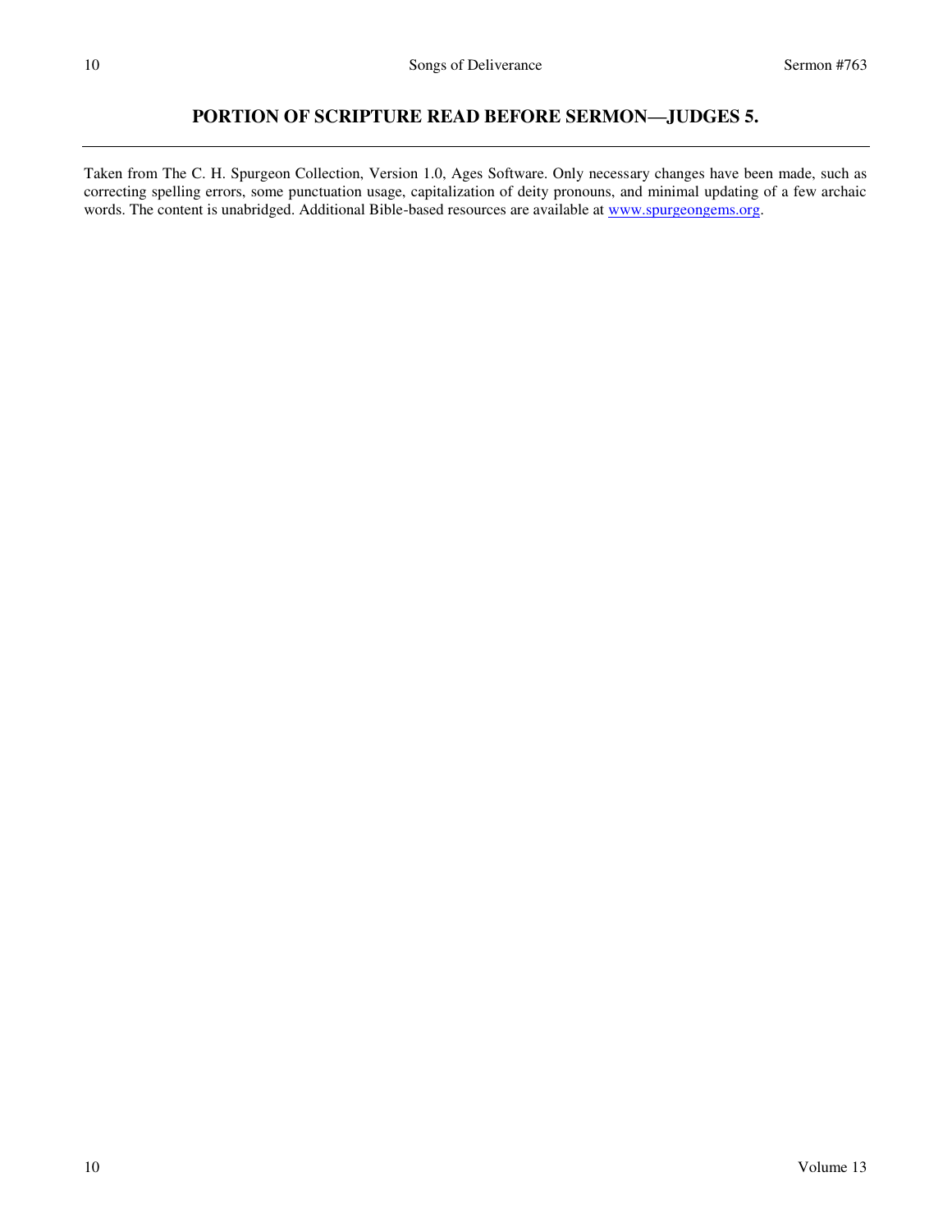## PORTION OF SCRIPTURE READ BEFORE SERMON—JUDGES 5.

---

Taken from The C. H. Spurgeon Collection, Version 1.0, Ages Software. Only necessary changes have been made, such as correcting spelling errors, some punctuation usage, capitalization of deity pronouns, and minimal updating of a few archaic words. The content is unabridged. Additional Bible-based resources are available at [www.spurgeongems.org](http://www.spurgeongems.org).